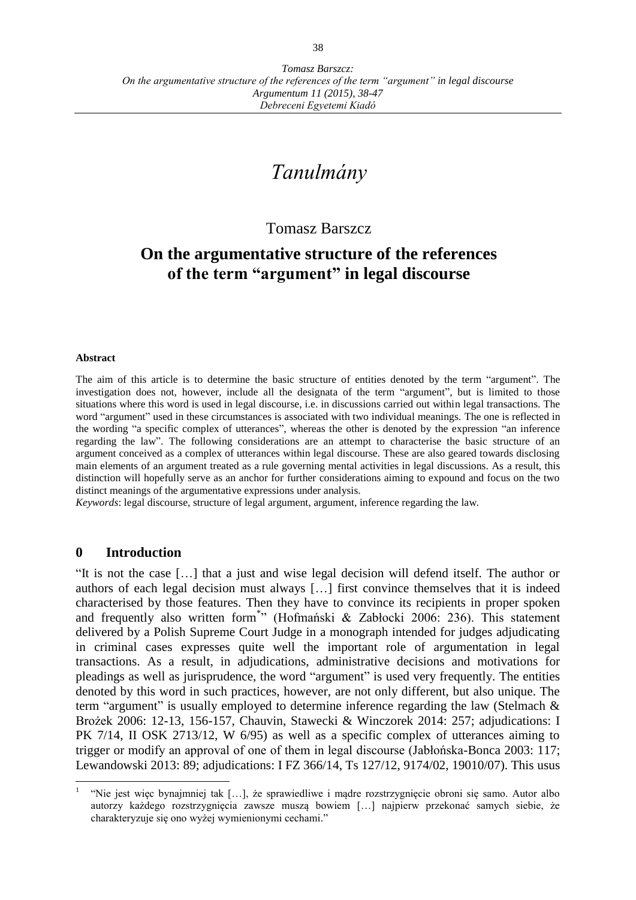# Tanulmány

## Tomasz Barszcz

# On the argumentative structure of the references of the term "argument" in legal discourse

**Abstract**

The aim of this article is to determine the basic structure of entities denoted by the term "argument". The investigation does not, however, include all the designata of the term "argument", but is limited to those situations where this word is used in legal discourse, i.e. in discussions carried out within legal transactions. The word "argument" used in these circumstances is associated with two individual meanings. The one is reflected in the wording "a specific complex of utterances", whereas the other is denoted by the expression "an inference regarding the law". The following considerations are an attempt to characterise the basic structure of an argument conceived as a complex of utterances within legal discourse. These are also geared towards disclosing main elements of an argument treated as a rule governing mental activities in legal discussions. As a result, this distinction will hopefully serve as an anchor for further considerations aiming to expound and focus on the two distinct meanings of the argumentative expressions under analysis.

*Keywords*: legal discourse, structure of legal argument, argument, inference regarding the law.

## 0 Introduction

"It is not the case […] that a just and wise legal decision will defend itself. The author or authors of each legal decision must always […] first convince themselves that it is indeed characterised by those features. Then they have to convince its recipients in proper spoken and frequently also written form*" (Hofmański & Zabłocki 2006: 236). This statement delivered by a Polish Supreme Court Judge in a monograph intended for judges adjudicating in criminal cases expresses quite well the important role of argumentation in legal transactions. As a result, in adjudications, administrative decisions and motivations for pleadings as well as jurisprudence, the word "argument" is used very frequently. The entities denoted by this word in such practices, however, are not only different, but also unique. The term "argument" is usually employed to determine inference regarding the law (Stelmach & Brożek 2006: 12-13, 156-157, Chauvin, Stawecki & Winczorek 2014: 257; adjudications: I PK 7/14, II OSK 2713/12, W 6/95) as well as a specific complex of utterances aiming to trigger or modify an approval of one of them in legal discourse (Jabłońska-Bonca 2003: 117; Lewandowski 2013: 89; adjudications: I FZ 366/14, Ts 127/12, 9174/02, 19010/07). This usus

---

[1] "Nie jest więc bynajmniej tak […], że sprawiedliwe i mądre rozstrzygnięcie obroni się samo. Autor albo autorzy każdego rozstrzygnięcia zawsze muszą bowiem […] najpierw przekonać samych siebie, że charakteryzuje się ono wyżej wymienionymi cechami."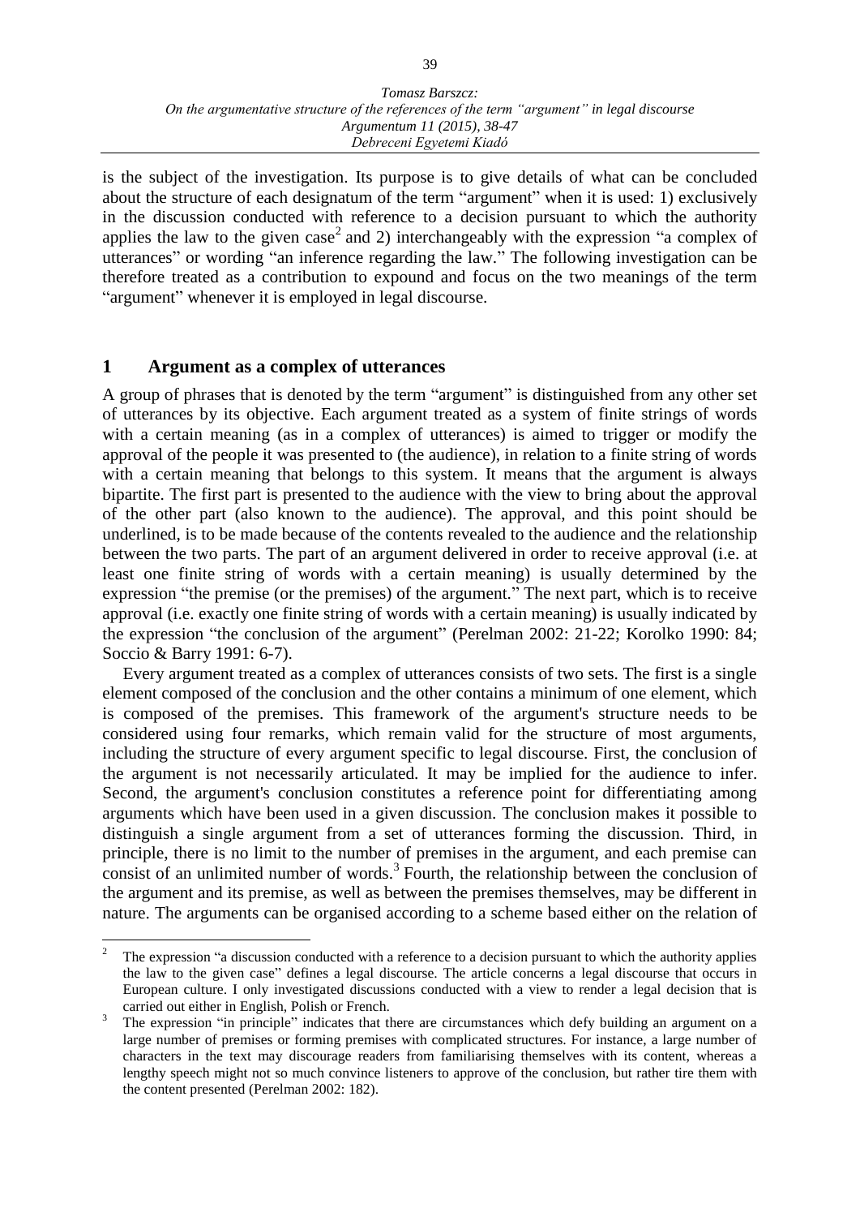is the subject of the investigation. Its purpose is to give details of what can be concluded about the structure of each designatum of the term "argument" when it is used: 1) exclusively in the discussion conducted with reference to a decision pursuant to which the authority applies the law to the given case[2] and 2) interchangeably with the expression "a complex of utterances" or wording "an inference regarding the law." The following investigation can be therefore treated as a contribution to expound and focus on the two meanings of the term "argument" whenever it is employed in legal discourse.

## 1 Argument as a complex of utterances

A group of phrases that is denoted by the term "argument" is distinguished from any other set of utterances by its objective. Each argument treated as a system of finite strings of words with a certain meaning (as in a complex of utterances) is aimed to trigger or modify the approval of the people it was presented to (the audience), in relation to a finite string of words with a certain meaning that belongs to this system. It means that the argument is always bipartite. The first part is presented to the audience with the view to bring about the approval of the other part (also known to the audience). The approval, and this point should be underlined, is to be made because of the contents revealed to the audience and the relationship between the two parts. The part of an argument delivered in order to receive approval (i.e. at least one finite string of words with a certain meaning) is usually determined by the expression "the premise (or the premises) of the argument." The next part, which is to receive approval (i.e. exactly one finite string of words with a certain meaning) is usually indicated by the expression "the conclusion of the argument" (Perelman 2002: 21-22; Korolko 1990: 84; Soccio & Barry 1991: 6-7).

Every argument treated as a complex of utterances consists of two sets. The first is a single element composed of the conclusion and the other contains a minimum of one element, which is composed of the premises. This framework of the argument's structure needs to be considered using four remarks, which remain valid for the structure of most arguments, including the structure of every argument specific to legal discourse. First, the conclusion of the argument is not necessarily articulated. It may be implied for the audience to infer. Second, the argument's conclusion constitutes a reference point for differentiating among arguments which have been used in a given discussion. The conclusion makes it possible to distinguish a single argument from a set of utterances forming the discussion. Third, in principle, there is no limit to the number of premises in the argument, and each premise can consist of an unlimited number of words.[3] Fourth, the relationship between the conclusion of the argument and its premise, as well as between the premises themselves, may be different in nature. The arguments can be organised according to a scheme based either on the relation of

---

[2] The expression "a discussion conducted with a reference to a decision pursuant to which the authority applies the law to the given case" defines a legal discourse. The article concerns a legal discourse that occurs in European culture. I only investigated discussions conducted with a view to render a legal decision that is carried out either in English, Polish or French.

[3] The expression "in principle" indicates that there are circumstances which defy building an argument on a large number of premises or forming premises with complicated structures. For instance, a large number of characters in the text may discourage readers from familiarising themselves with its content, whereas a lengthy speech might not so much convince listeners to approve of the conclusion, but rather tire them with the content presented (Perelman 2002: 182).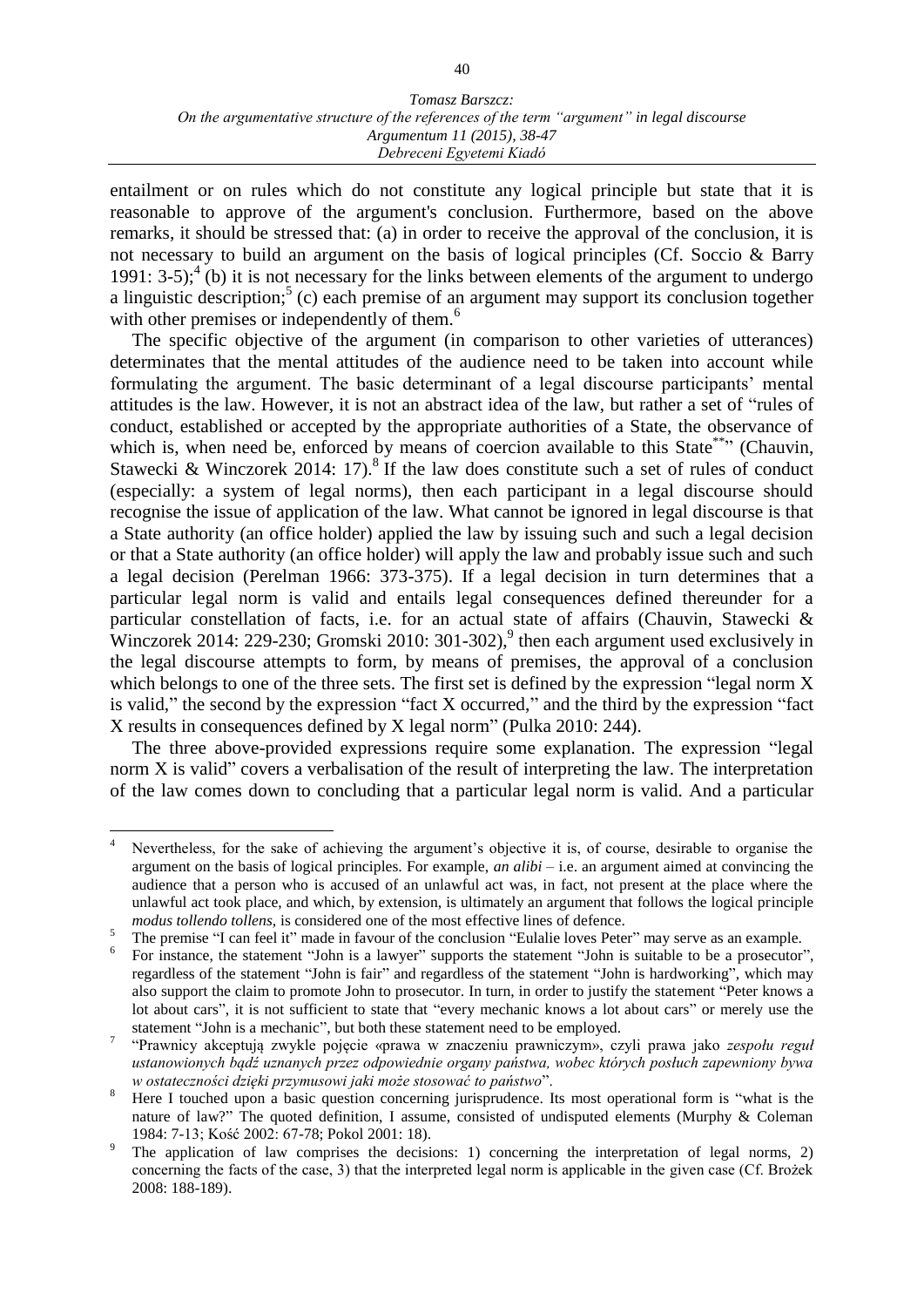entailment or on rules which do not constitute any logical principle but state that it is reasonable to approve of the argument's conclusion. Furthermore, based on the above remarks, it should be stressed that: (a) in order to receive the approval of the conclusion, it is not necessary to build an argument on the basis of logical principles (Cf. Soccio & Barry 1991: 3-5);[4] (b) it is not necessary for the links between elements of the argument to undergo a linguistic description;[5] (c) each premise of an argument may support its conclusion together with other premises or independently of them.[6]

The specific objective of the argument (in comparison to other varieties of utterances) determinates that the mental attitudes of the audience need to be taken into account while formulating the argument. The basic determinant of a legal discourse participants' mental attitudes is the law. However, it is not an abstract idea of the law, but rather a set of "rules of conduct, established or accepted by the appropriate authorities of a State, the observance of which is, when need be, enforced by means of coercion available to this State[**]" (Chauvin, Stawecki & Winczorek 2014: 17).[8] If the law does constitute such a set of rules of conduct (especially: a system of legal norms), then each participant in a legal discourse should recognise the issue of application of the law. What cannot be ignored in legal discourse is that a State authority (an office holder) applied the law by issuing such and such a legal decision or that a State authority (an office holder) will apply the law and probably issue such and such a legal decision (Perelman 1966: 373-375). If a legal decision in turn determines that a particular legal norm is valid and entails legal consequences defined thereunder for a particular constellation of facts, i.e. for an actual state of affairs (Chauvin, Stawecki & Winczorek 2014: 229-230; Gromski 2010: 301-302),[9] then each argument used exclusively in the legal discourse attempts to form, by means of premises, the approval of a conclusion which belongs to one of the three sets. The first set is defined by the expression "legal norm X is valid," the second by the expression "fact X occurred," and the third by the expression "fact X results in consequences defined by X legal norm" (Pulka 2010: 244).

The three above-provided expressions require some explanation. The expression "legal norm X is valid" covers a verbalisation of the result of interpreting the law. The interpretation of the law comes down to concluding that a particular legal norm is valid. And a particular

---

[4] Nevertheless, for the sake of achieving the argument's objective it is, of course, desirable to organise the argument on the basis of logical principles. For example, *an alibi* – i.e. an argument aimed at convincing the audience that a person who is accused of an unlawful act was, in fact, not present at the place where the unlawful act took place, and which, by extension, is ultimately an argument that follows the logical principle *modus tollendo tollens*, is considered one of the most effective lines of defence.

[5] The premise "I can feel it" made in favour of the conclusion "Eulalie loves Peter" may serve as an example.

[6] For instance, the statement "John is a lawyer" supports the statement "John is suitable to be a prosecutor", regardless of the statement "John is fair" and regardless of the statement "John is hardworking", which may also support the claim to promote John to prosecutor. In turn, in order to justify the statement "Peter knows a lot about cars", it is not sufficient to state that "every mechanic knows a lot about cars" or merely use the statement "John is a mechanic", but both these statement need to be employed.

[7] "Prawnicy akceptują zwykle pojęcie «prawa w znaczeniu prawniczym», czyli prawa jako *zespołu reguł ustanowionych bądź uznanych przez odpowiednie organy państwa, wobec których posłuch zapewniony bywa w ostateczności dzięki przymusowi jaki może stosować to państwo*".

[8] Here I touched upon a basic question concerning jurisprudence. Its most operational form is "what is the nature of law?" The quoted definition, I assume, consisted of undisputed elements (Murphy & Coleman 1984: 7-13; Kość 2002: 67-78; Pokol 2001: 18).

[9] The application of law comprises the decisions: 1) concerning the interpretation of legal norms, 2) concerning the facts of the case, 3) that the interpreted legal norm is applicable in the given case (Cf. Brożek 2008: 188-189).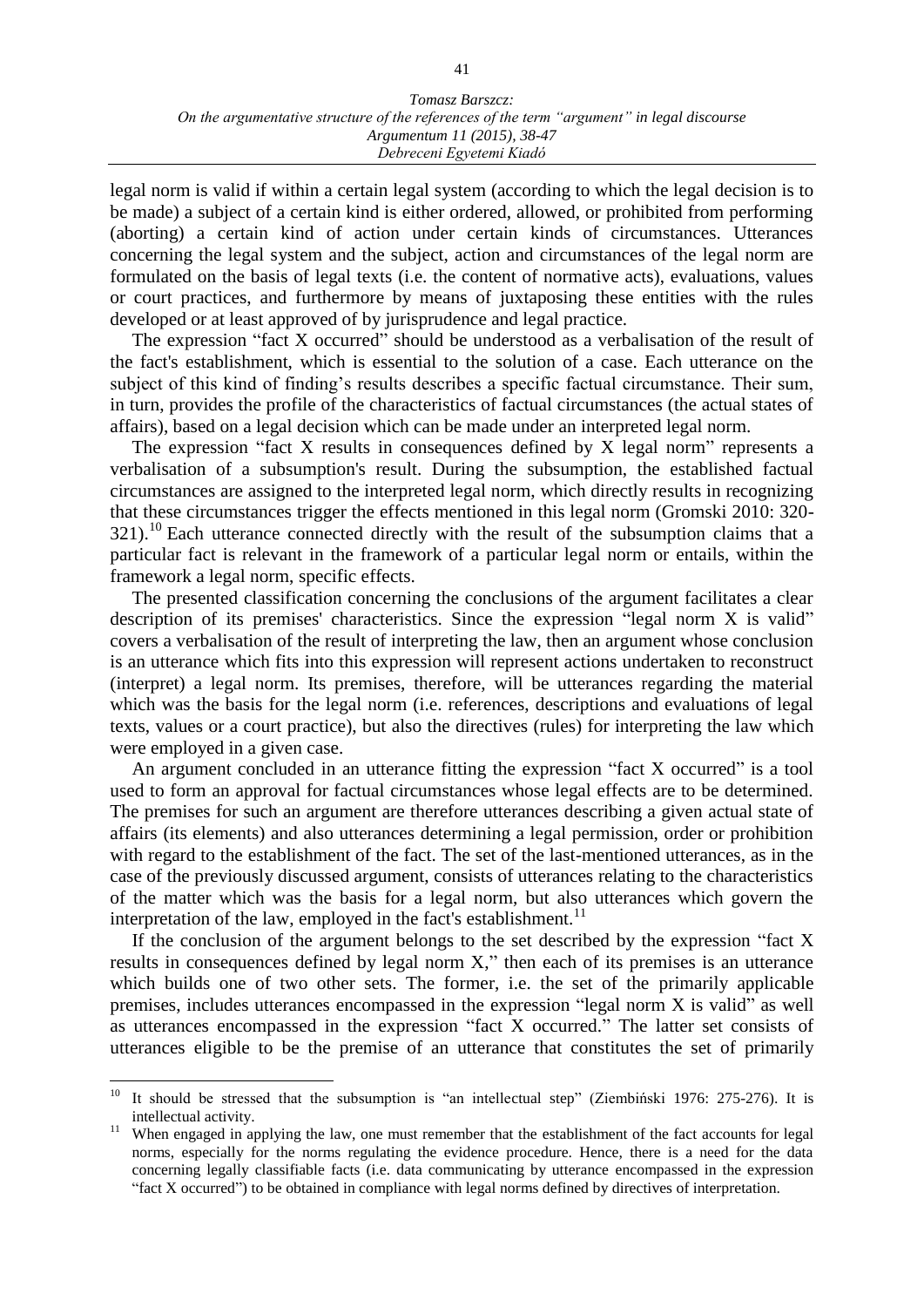legal norm is valid if within a certain legal system (according to which the legal decision is to be made) a subject of a certain kind is either ordered, allowed, or prohibited from performing (aborting) a certain kind of action under certain kinds of circumstances. Utterances concerning the legal system and the subject, action and circumstances of the legal norm are formulated on the basis of legal texts (i.e. the content of normative acts), evaluations, values or court practices, and furthermore by means of juxtaposing these entities with the rules developed or at least approved of by jurisprudence and legal practice.

The expression "fact X occurred" should be understood as a verbalisation of the result of the fact's establishment, which is essential to the solution of a case. Each utterance on the subject of this kind of finding's results describes a specific factual circumstance. Their sum, in turn, provides the profile of the characteristics of factual circumstances (the actual states of affairs), based on a legal decision which can be made under an interpreted legal norm.

The expression "fact X results in consequences defined by X legal norm" represents a verbalisation of a subsumption's result. During the subsumption, the established factual circumstances are assigned to the interpreted legal norm, which directly results in recognizing that these circumstances trigger the effects mentioned in this legal norm (Gromski 2010: 320-321).[10] Each utterance connected directly with the result of the subsumption claims that a particular fact is relevant in the framework of a particular legal norm or entails, within the framework a legal norm, specific effects.

The presented classification concerning the conclusions of the argument facilitates a clear description of its premises' characteristics. Since the expression "legal norm X is valid" covers a verbalisation of the result of interpreting the law, then an argument whose conclusion is an utterance which fits into this expression will represent actions undertaken to reconstruct (interpret) a legal norm. Its premises, therefore, will be utterances regarding the material which was the basis for the legal norm (i.e. references, descriptions and evaluations of legal texts, values or a court practice), but also the directives (rules) for interpreting the law which were employed in a given case.

An argument concluded in an utterance fitting the expression "fact X occurred" is a tool used to form an approval for factual circumstances whose legal effects are to be determined. The premises for such an argument are therefore utterances describing a given actual state of affairs (its elements) and also utterances determining a legal permission, order or prohibition with regard to the establishment of the fact. The set of the last-mentioned utterances, as in the case of the previously discussed argument, consists of utterances relating to the characteristics of the matter which was the basis for a legal norm, but also utterances which govern the interpretation of the law, employed in the fact's establishment.[11]

If the conclusion of the argument belongs to the set described by the expression "fact X results in consequences defined by legal norm X," then each of its premises is an utterance which builds one of two other sets. The former, i.e. the set of the primarily applicable premises, includes utterances encompassed in the expression "legal norm X is valid" as well as utterances encompassed in the expression "fact X occurred." The latter set consists of utterances eligible to be the premise of an utterance that constitutes the set of primarily

---

[10] It should be stressed that the subsumption is "an intellectual step" (Ziembiński 1976: 275-276). It is intellectual activity.

[11] When engaged in applying the law, one must remember that the establishment of the fact accounts for legal norms, especially for the norms regulating the evidence procedure. Hence, there is a need for the data concerning legally classifiable facts (i.e. data communicating by utterance encompassed in the expression "fact X occurred") to be obtained in compliance with legal norms defined by directives of interpretation.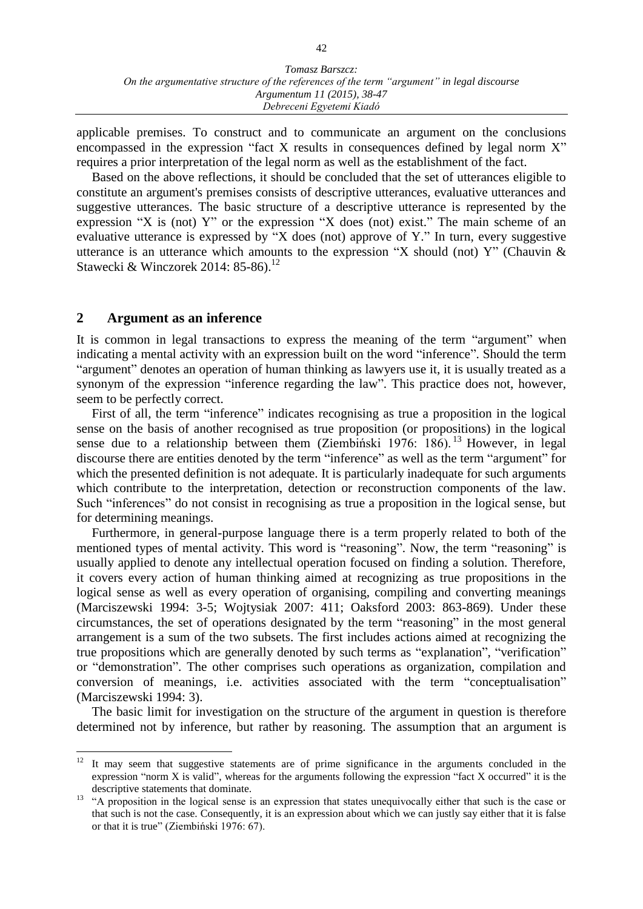applicable premises. To construct and to communicate an argument on the conclusions encompassed in the expression "fact X results in consequences defined by legal norm X" requires a prior interpretation of the legal norm as well as the establishment of the fact.

Based on the above reflections, it should be concluded that the set of utterances eligible to constitute an argument's premises consists of descriptive utterances, evaluative utterances and suggestive utterances. The basic structure of a descriptive utterance is represented by the expression "X is (not) Y" or the expression "X does (not) exist." The main scheme of an evaluative utterance is expressed by "X does (not) approve of Y." In turn, every suggestive utterance is an utterance which amounts to the expression "X should (not) Y" (Chauvin & Stawecki & Winczorek 2014: 85-86).[12]

## 2 Argument as an inference

It is common in legal transactions to express the meaning of the term "argument" when indicating a mental activity with an expression built on the word "inference". Should the term "argument" denotes an operation of human thinking as lawyers use it, it is usually treated as a synonym of the expression "inference regarding the law". This practice does not, however, seem to be perfectly correct.

First of all, the term "inference" indicates recognising as true a proposition in the logical sense on the basis of another recognised as true proposition (or propositions) in the logical sense due to a relationship between them (Ziembiński 1976: 186).[13] However, in legal discourse there are entities denoted by the term "inference" as well as the term "argument" for which the presented definition is not adequate. It is particularly inadequate for such arguments which contribute to the interpretation, detection or reconstruction components of the law. Such "inferences" do not consist in recognising as true a proposition in the logical sense, but for determining meanings.

Furthermore, in general-purpose language there is a term properly related to both of the mentioned types of mental activity. This word is "reasoning". Now, the term "reasoning" is usually applied to denote any intellectual operation focused on finding a solution. Therefore, it covers every action of human thinking aimed at recognizing as true propositions in the logical sense as well as every operation of organising, compiling and converting meanings (Marciszewski 1994: 3-5; Wojtysiak 2007: 411; Oaksford 2003: 863-869). Under these circumstances, the set of operations designated by the term "reasoning" in the most general arrangement is a sum of the two subsets. The first includes actions aimed at recognizing the true propositions which are generally denoted by such terms as "explanation", "verification" or "demonstration". The other comprises such operations as organization, compilation and conversion of meanings, i.e. activities associated with the term "conceptualisation" (Marciszewski 1994: 3).

The basic limit for investigation on the structure of the argument in question is therefore determined not by inference, but rather by reasoning. The assumption that an argument is

---

[12] It may seem that suggestive statements are of prime significance in the arguments concluded in the expression "norm X is valid", whereas for the arguments following the expression "fact X occurred" it is the descriptive statements that dominate.

[13] "A proposition in the logical sense is an expression that states unequivocally either that such is the case or that such is not the case. Consequently, it is an expression about which we can justly say either that it is false or that it is true" (Ziembiński 1976: 67).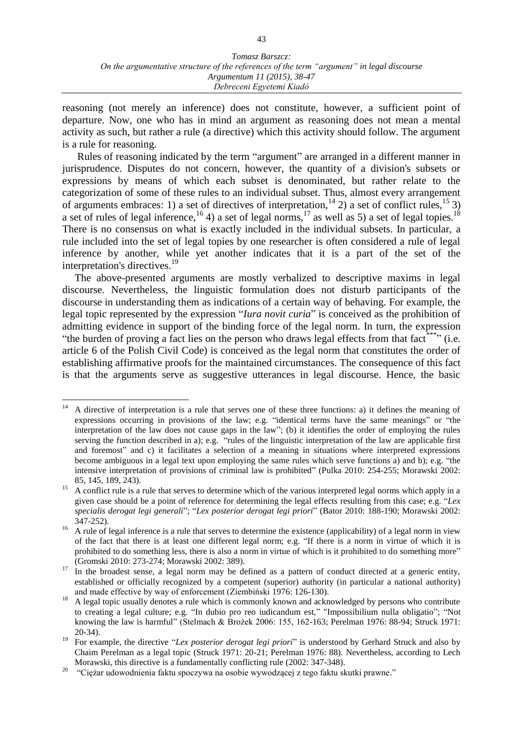reasoning (not merely an inference) does not constitute, however, a sufficient point of departure. Now, one who has in mind an argument as reasoning does not mean a mental activity as such, but rather a rule (a directive) which this activity should follow. The argument is a rule for reasoning.

Rules of reasoning indicated by the term "argument" are arranged in a different manner in jurisprudence. Disputes do not concern, however, the quantity of a division's subsets or expressions by means of which each subset is denominated, but rather relate to the categorization of some of these rules to an individual subset. Thus, almost every arrangement of arguments embraces: 1) a set of directives of interpretation,[14] 2) a set of conflict rules,[15] 3) a set of rules of legal inference,[16] 4) a set of legal norms,[17] as well as 5) a set of legal topies.[18] There is no consensus on what is exactly included in the individual subsets. In particular, a rule included into the set of legal topies by one researcher is often considered a rule of legal inference by another, while yet another indicates that it is a part of the set of the interpretation's directives.[19]

The above-presented arguments are mostly verbalized to descriptive maxims in legal discourse. Nevertheless, the linguistic formulation does not disturb participants of the discourse in understanding them as indications of a certain way of behaving. For example, the legal topic represented by the expression "*Iura novit curia*" is conceived as the prohibition of admitting evidence in support of the binding force of the legal norm. In turn, the expression "the burden of proving a fact lies on the person who draws legal effects from that fact[***]" (i.e. article 6 of the Polish Civil Code) is conceived as the legal norm that constitutes the order of establishing affirmative proofs for the maintained circumstances. The consequence of this fact is that the arguments serve as suggestive utterances in legal discourse. Hence, the basic

---

[14] A directive of interpretation is a rule that serves one of these three functions: a) it defines the meaning of expressions occurring in provisions of the law; e.g. "identical terms have the same meanings" or "the interpretation of the law does not cause gaps in the law"; (b) it identifies the order of employing the rules serving the function described in a); e.g. "rules of the linguistic interpretation of the law are applicable first and foremost" and c) it facilitates a selection of a meaning in situations where interpreted expressions become ambiguous in a legal text upon employing the same rules which serve functions a) and b); e.g. "the intensive interpretation of provisions of criminal law is prohibited" (Pulka 2010: 254-255; Morawski 2002: 85, 145, 189, 243).

[15] A conflict rule is a rule that serves to determine which of the various interpreted legal norms which apply in a given case should be a point of reference for determining the legal effects resulting from this case; e.g. "*Lex specialis derogat legi generali*"; "*Lex posterior derogat legi priori*" (Bator 2010: 188-190; Morawski 2002: 347-252).

[16] A rule of legal inference is a rule that serves to determine the existence (applicability) of a legal norm in view of the fact that there is at least one different legal norm; e.g. "If there is a norm in virtue of which it is prohibited to do something less, there is also a norm in virtue of which is it prohibited to do something more" (Gromski 2010: 273-274; Morawski 2002: 389).

[17] In the broadest sense, a legal norm may be defined as a pattern of conduct directed at a generic entity, established or officially recognized by a competent (superior) authority (in particular a national authority) and made effective by way of enforcement (Ziembiński 1976: 126-130).

[18] A legal topic usually denotes a rule which is commonly known and acknowledged by persons who contribute to creating a legal culture; e.g. "In dubio pro reo iudicandum est," "Impossibilium nulla obligatio"; "Not knowing the law is harmful" (Stelmach & Brożek 2006: 155, 162-163; Perelman 1976: 88-94; Struck 1971: 20-34).

[19] For example, the directive "*Lex posterior derogat legi priori*" is understood by Gerhard Struck and also by Chaim Perelman as a legal topic (Struck 1971: 20-21; Perelman 1976: 88). Nevertheless, according to Lech Morawski, this directive is a fundamentally conflicting rule (2002: 347-348).

[20] "Ciężar udowodnienia faktu spoczywa na osobie wywodzącej z tego faktu skutki prawne."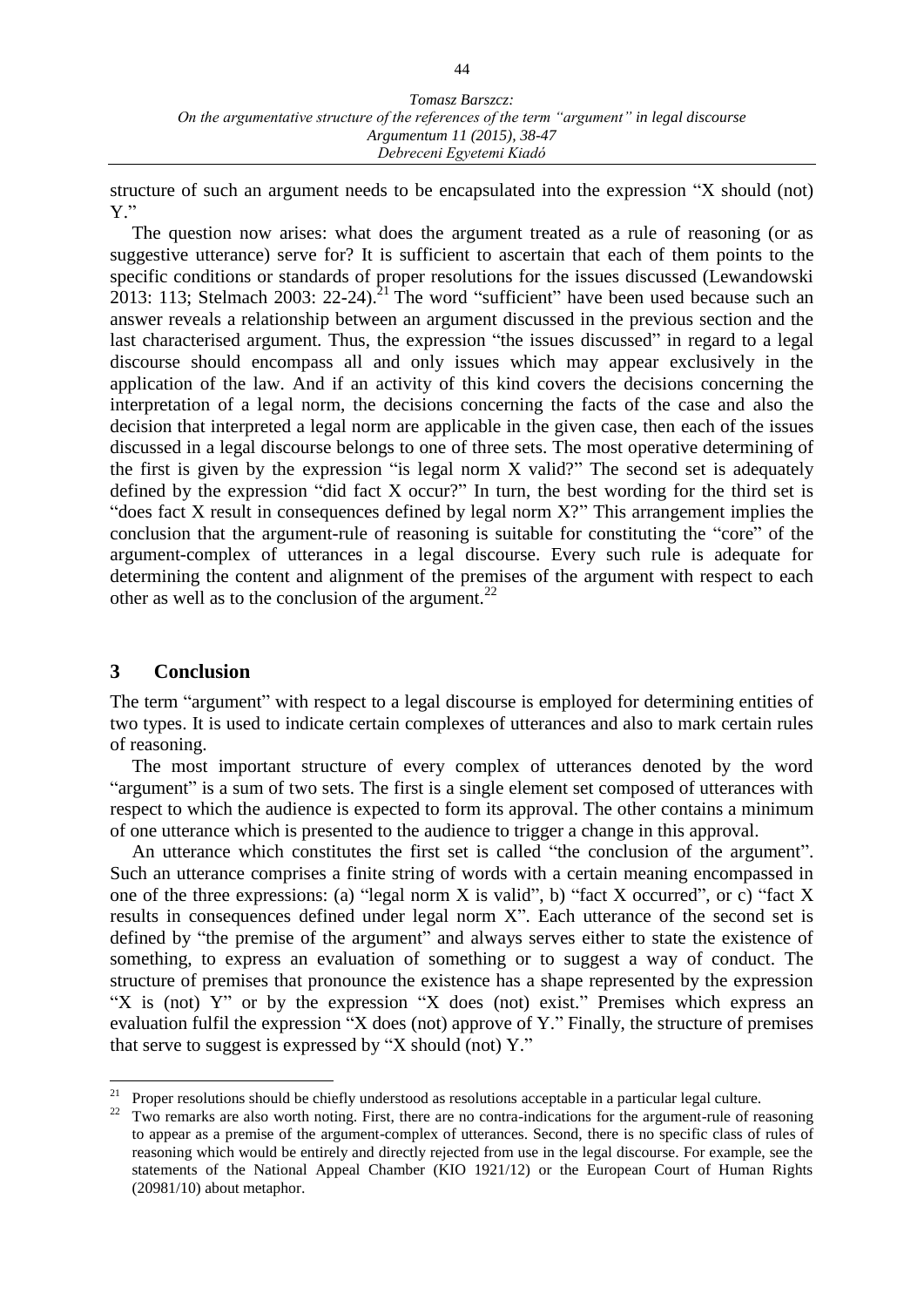structure of such an argument needs to be encapsulated into the expression "X should (not) Y."

The question now arises: what does the argument treated as a rule of reasoning (or as suggestive utterance) serve for? It is sufficient to ascertain that each of them points to the specific conditions or standards of proper resolutions for the issues discussed (Lewandowski 2013: 113; Stelmach 2003: 22-24).[21] The word "sufficient" have been used because such an answer reveals a relationship between an argument discussed in the previous section and the last characterised argument. Thus, the expression "the issues discussed" in regard to a legal discourse should encompass all and only issues which may appear exclusively in the application of the law. And if an activity of this kind covers the decisions concerning the interpretation of a legal norm, the decisions concerning the facts of the case and also the decision that interpreted a legal norm are applicable in the given case, then each of the issues discussed in a legal discourse belongs to one of three sets. The most operative determining of the first is given by the expression "is legal norm X valid?" The second set is adequately defined by the expression "did fact X occur?" In turn, the best wording for the third set is "does fact X result in consequences defined by legal norm X?" This arrangement implies the conclusion that the argument-rule of reasoning is suitable for constituting the "core" of the argument-complex of utterances in a legal discourse. Every such rule is adequate for determining the content and alignment of the premises of the argument with respect to each other as well as to the conclusion of the argument.[22]

## 3 Conclusion

The term "argument" with respect to a legal discourse is employed for determining entities of two types. It is used to indicate certain complexes of utterances and also to mark certain rules of reasoning.

The most important structure of every complex of utterances denoted by the word "argument" is a sum of two sets. The first is a single element set composed of utterances with respect to which the audience is expected to form its approval. The other contains a minimum of one utterance which is presented to the audience to trigger a change in this approval.

An utterance which constitutes the first set is called "the conclusion of the argument". Such an utterance comprises a finite string of words with a certain meaning encompassed in one of the three expressions: (a) "legal norm X is valid", b) "fact X occurred", or c) "fact X results in consequences defined under legal norm X". Each utterance of the second set is defined by "the premise of the argument" and always serves either to state the existence of something, to express an evaluation of something or to suggest a way of conduct. The structure of premises that pronounce the existence has a shape represented by the expression "X is (not) Y" or by the expression "X does (not) exist." Premises which express an evaluation fulfil the expression "X does (not) approve of Y." Finally, the structure of premises that serve to suggest is expressed by "X should (not) Y."

---

[21] Proper resolutions should be chiefly understood as resolutions acceptable in a particular legal culture.

[22] Two remarks are also worth noting. First, there are no contra-indications for the argument-rule of reasoning to appear as a premise of the argument-complex of utterances. Second, there is no specific class of rules of reasoning which would be entirely and directly rejected from use in the legal discourse. For example, see the statements of the National Appeal Chamber (KIO 1921/12) or the European Court of Human Rights (20981/10) about metaphor.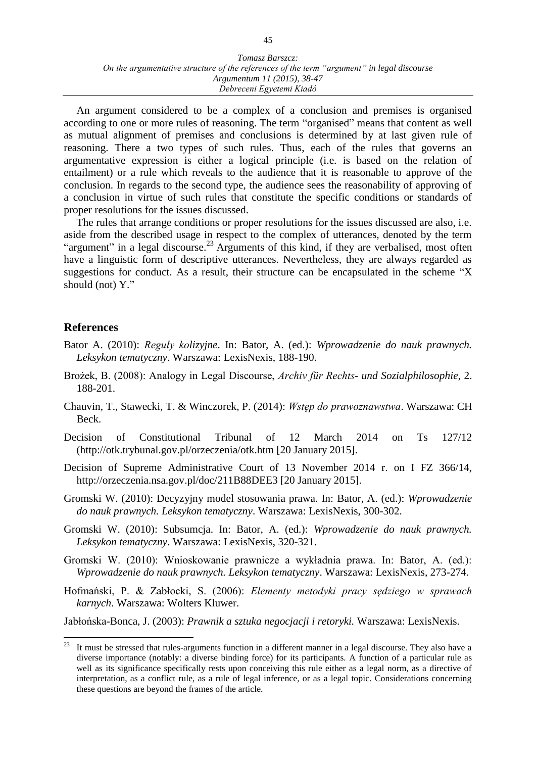An argument considered to be a complex of a conclusion and premises is organised according to one or more rules of reasoning. The term "organised" means that content as well as mutual alignment of premises and conclusions is determined by at last given rule of reasoning. There a two types of such rules. Thus, each of the rules that governs an argumentative expression is either a logical principle (i.e. is based on the relation of entailment) or a rule which reveals to the audience that it is reasonable to approve of the conclusion. In regards to the second type, the audience sees the reasonability of approving of a conclusion in virtue of such rules that constitute the specific conditions or standards of proper resolutions for the issues discussed.

The rules that arrange conditions or proper resolutions for the issues discussed are also, i.e. aside from the described usage in respect to the complex of utterances, denoted by the term "argument" in a legal discourse.[23] Arguments of this kind, if they are verbalised, most often have a linguistic form of descriptive utterances. Nevertheless, they are always regarded as suggestions for conduct. As a result, their structure can be encapsulated in the scheme "X should (not) Y."

## References

Bator A. (2010): *Reguły kolizyjne*. In: Bator, A. (ed.): *Wprowadzenie do nauk prawnych. Leksykon tematyczny*. Warszawa: LexisNexis, 188-190.

Brożek, B. (2008): Analogy in Legal Discourse, *Archiv für Rechts- und Sozialphilosophie*, 2. 188-201.

Chauvin, T., Stawecki, T. & Winczorek, P. (2014): *Wstęp do prawoznawstwa*. Warszawa: CH Beck.

Decision of Constitutional Tribunal of 12 March 2014 on Ts 127/12 (http://otk.trybunal.gov.pl/orzeczenia/otk.htm [20 January 2015].

Decision of Supreme Administrative Court of 13 November 2014 r. on I FZ 366/14, http://orzeczenia.nsa.gov.pl/doc/211B88DEE3 [20 January 2015].

Gromski W. (2010): Decyzyjny model stosowania prawa. In: Bator, A. (ed.): *Wprowadzenie do nauk prawnych. Leksykon tematyczny*. Warszawa: LexisNexis, 300-302.

Gromski W. (2010): Subsumcja. In: Bator, A. (ed.): *Wprowadzenie do nauk prawnych. Leksykon tematyczny*. Warszawa: LexisNexis, 320-321.

Gromski W. (2010): Wnioskowanie prawnicze a wykładnia prawa. In: Bator, A. (ed.): *Wprowadzenie do nauk prawnych. Leksykon tematyczny*. Warszawa: LexisNexis, 273-274.

Hofmański, P. & Zabłocki, S. (2006): *Elementy metodyki pracy sędziego w sprawach karnych*. Warszawa: Wolters Kluwer.

Jabłońska-Bonca, J. (2003): *Prawnik a sztuka negocjacji i retoryki.* Warszawa: LexisNexis.

---

[23] It must be stressed that rules-arguments function in a different manner in a legal discourse. They also have a diverse importance (notably: a diverse binding force) for its participants. A function of a particular rule as well as its significance specifically rests upon conceiving this rule either as a legal norm, as a directive of interpretation, as a conflict rule, as a rule of legal inference, or as a legal topic. Considerations concerning these questions are beyond the frames of the article.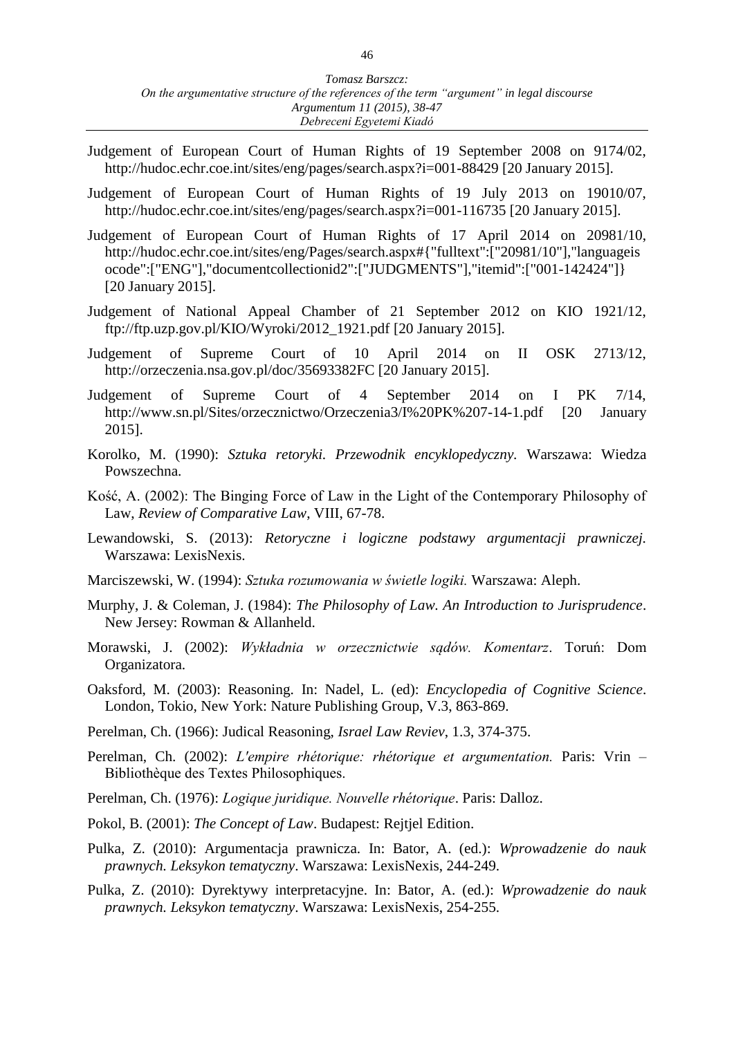Judgement of European Court of Human Rights of 19 September 2008 on 9174/02, http://hudoc.echr.coe.int/sites/eng/pages/search.aspx?i=001-88429 [20 January 2015].

Judgement of European Court of Human Rights of 19 July 2013 on 19010/07, http://hudoc.echr.coe.int/sites/eng/pages/search.aspx?i=001-116735 [20 January 2015].

Judgement of European Court of Human Rights of 17 April 2014 on 20981/10, http://hudoc.echr.coe.int/sites/eng/Pages/search.aspx#{"fulltext":["20981/10"],"languageisocode":["ENG"],"documentcollectionid2":["JUDGMENTS"],"itemid":["001-142424"]} [20 January 2015].

Judgement of National Appeal Chamber of 21 September 2012 on KIO 1921/12, ftp://ftp.uzp.gov.pl/KIO/Wyroki/2012_1921.pdf [20 January 2015].

Judgement of Supreme Court of 10 April 2014 on II OSK 2713/12, http://orzeczenia.nsa.gov.pl/doc/35693382FC [20 January 2015].

Judgement of Supreme Court of 4 September 2014 on I PK 7/14, http://www.sn.pl/Sites/orzecznictwo/Orzeczenia3/I%20PK%207-14-1.pdf [20 January 2015].

Korolko, M. (1990): *Sztuka retoryki. Przewodnik encyklopedyczny*. Warszawa: Wiedza Powszechna.

Kość, A. (2002): The Binging Force of Law in the Light of the Contemporary Philosophy of Law, *Review of Comparative Law*, VIII, 67-78.

Lewandowski, S. (2013): *Retoryczne i logiczne podstawy argumentacji prawniczej*. Warszawa: LexisNexis.

Marciszewski, W. (1994): *Sztuka rozumowania w świetle logiki.* Warszawa: Aleph.

Murphy, J. & Coleman, J. (1984): *The Philosophy of Law. An Introduction to Jurisprudence*. New Jersey: Rowman & Allanheld.

Morawski, J. (2002): *Wykładnia w orzecznictwie sądów. Komentarz*. Toruń: Dom Organizatora.

Oaksford, M. (2003): Reasoning. In: Nadel, L. (ed): *Encyclopedia of Cognitive Science*. London, Tokio, New York: Nature Publishing Group, V.3, 863-869.

Perelman, Ch. (1966): Judical Reasoning, *Israel Law Reviev*, 1.3, 374-375.

Perelman, Ch. (2002): *L'empire rhétorique: rhétorique et argumentation.* Paris: Vrin – Bibliothèque des Textes Philosophiques.

Perelman, Ch. (1976): *Logique juridique. Nouvelle rhétorique*. Paris: Dalloz.

Pokol, B. (2001): *The Concept of Law*. Budapest: Rejtjel Edition.

Pulka, Z. (2010): Argumentacja prawnicza. In: Bator, A. (ed.): *Wprowadzenie do nauk prawnych. Leksykon tematyczny*. Warszawa: LexisNexis, 244-249.

Pulka, Z. (2010): Dyrektywy interpretacyjne. In: Bator, A. (ed.): *Wprowadzenie do nauk prawnych. Leksykon tematyczny*. Warszawa: LexisNexis, 254-255.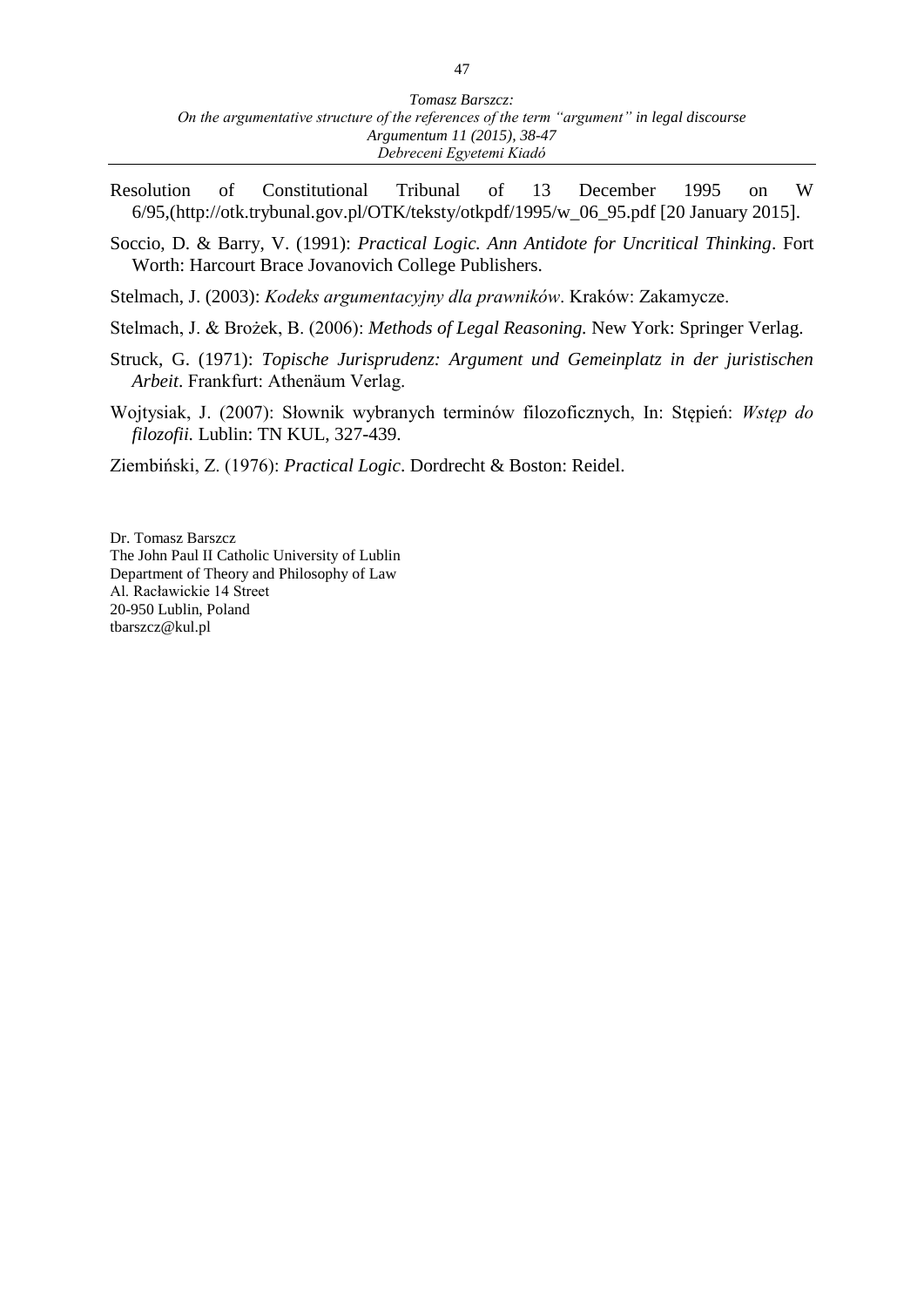Resolution of Constitutional Tribunal of 13 December 1995 on W 6/95,(http://otk.trybunal.gov.pl/OTK/teksty/otkpdf/1995/w_06_95.pdf [20 January 2015].

Soccio, D. & Barry, V. (1991): *Practical Logic. Ann Antidote for Uncritical Thinking*. Fort Worth: Harcourt Brace Jovanovich College Publishers.

Stelmach, J. (2003): *Kodeks argumentacyjny dla prawników*. Kraków: Zakamycze.

Stelmach, J. & Brożek, B. (2006): *Methods of Legal Reasoning.* New York: Springer Verlag.

Struck, G. (1971): *Topische Jurisprudenz: Argument und Gemeinplatz in der juristischen Arbeit*. Frankfurt: Athenäum Verlag.

Wojtysiak, J. (2007): Słownik wybranych terminów filozoficznych, In: Stępień: *Wstęp do filozofii.* Lublin: TN KUL, 327-439.

Ziembiński, Z. (1976): *Practical Logic*. Dordrecht & Boston: Reidel.

Dr. Tomasz Barszcz
The John Paul II Catholic University of Lublin
Department of Theory and Philosophy of Law
Al. Racławickie 14 Street
20-950 Lublin, Poland
tbarszcz@kul.pl